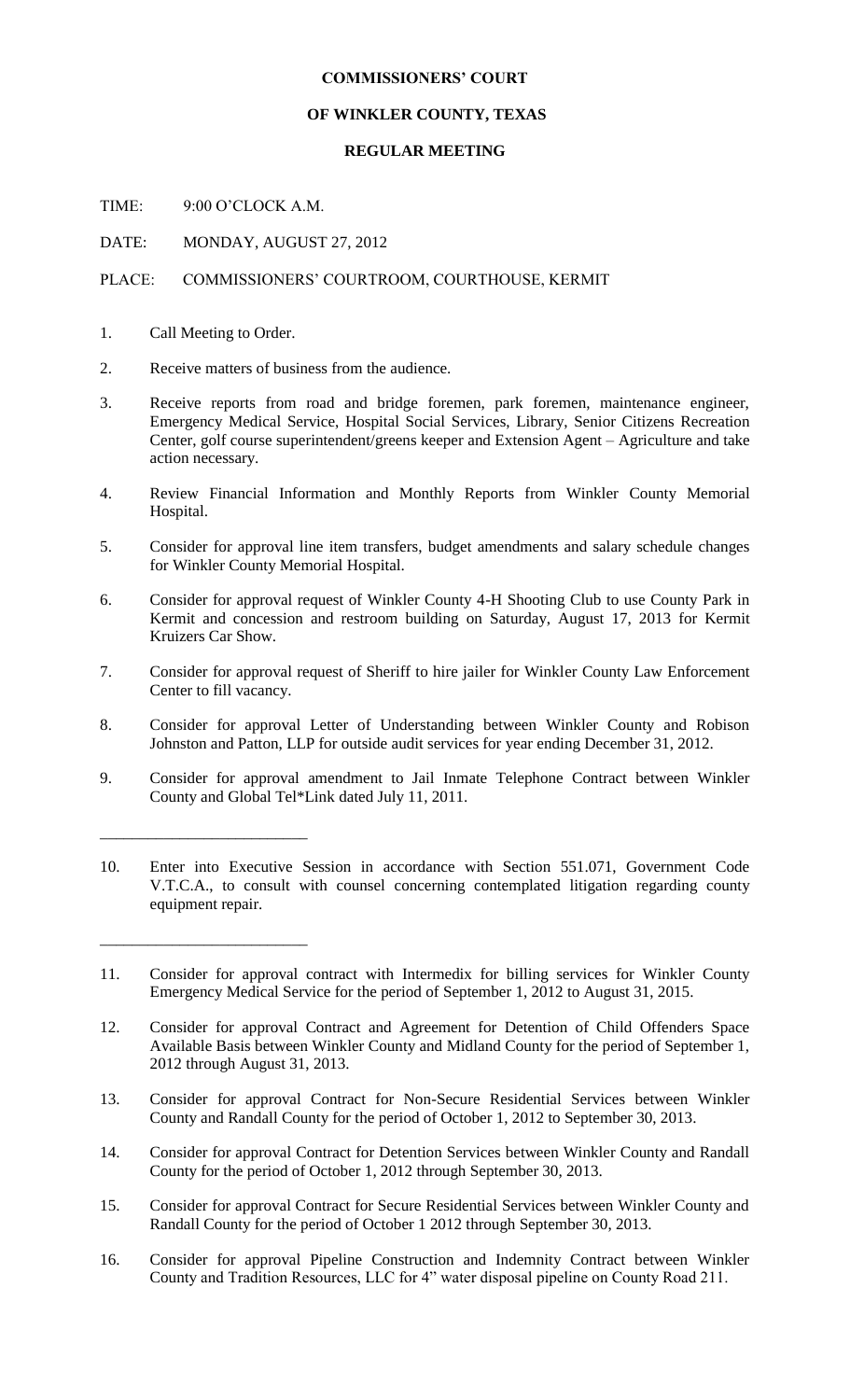**COMMISSIONERS' COURT**

**OF WINKLER COUNTY, TEXAS**

**REGULAR MEETING**

TIME: 9:00 O'CLOCK A.M.

DATE: MONDAY, AUGUST 27, 2012

PLACE: COMMISSIONERS' COURTROOM, COURTHOUSE, KERMIT

1. Call Meeting to Order.

2. Receive matters of business from the audience.

3. Receive reports from road and bridge foremen, park foremen, maintenance engineer, Emergency Medical Service, Hospital Social Services, Library, Senior Citizens Recreation Center, golf course superintendent/greens keeper and Extension Agent – Agriculture and take action necessary.

4. Review Financial Information and Monthly Reports from Winkler County Memorial Hospital.

5. Consider for approval line item transfers, budget amendments and salary schedule changes for Winkler County Memorial Hospital.

6. Consider for approval request of Winkler County 4-H Shooting Club to use County Park in Kermit and concession and restroom building on Saturday, August 17, 2013 for Kermit Kruizers Car Show.

7. Consider for approval request of Sheriff to hire jailer for Winkler County Law Enforcement Center to fill vacancy.

8. Consider for approval Letter of Understanding between Winkler County and Robison Johnston and Patton, LLP for outside audit services for year ending December 31, 2012.

9. Consider for approval amendment to Jail Inmate Telephone Contract between Winkler County and Global Tel*Link dated July 11, 2011.

---

10. Enter into Executive Session in accordance with Section 551.071, Government Code V.T.C.A., to consult with counsel concerning contemplated litigation regarding county equipment repair.

---

11. Consider for approval contract with Intermedix for billing services for Winkler County Emergency Medical Service for the period of September 1, 2012 to August 31, 2015.

12. Consider for approval Contract and Agreement for Detention of Child Offenders Space Available Basis between Winkler County and Midland County for the period of September 1, 2012 through August 31, 2013.

13. Consider for approval Contract for Non-Secure Residential Services between Winkler County and Randall County for the period of October 1, 2012 to September 30, 2013.

14. Consider for approval Contract for Detention Services between Winkler County and Randall County for the period of October 1, 2012 through September 30, 2013.

15. Consider for approval Contract for Secure Residential Services between Winkler County and Randall County for the period of October 1 2012 through September 30, 2013.

16. Consider for approval Pipeline Construction and Indemnity Contract between Winkler County and Tradition Resources, LLC for 4" water disposal pipeline on County Road 211.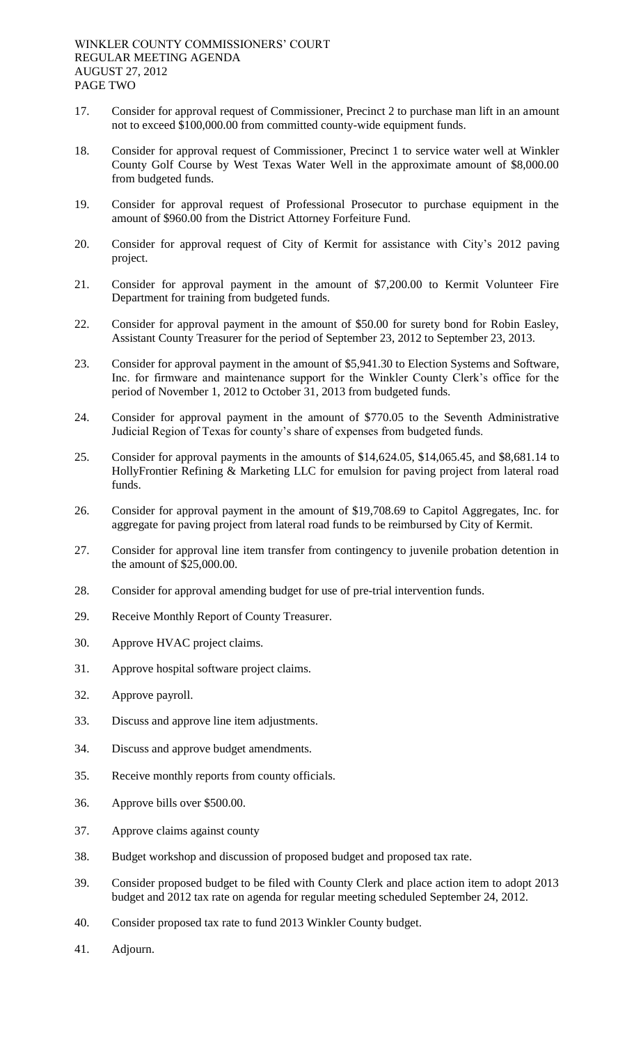17. Consider for approval request of Commissioner, Precinct 2 to purchase man lift in an amount not to exceed $100,000.00 from committed county-wide equipment funds.

18. Consider for approval request of Commissioner, Precinct 1 to service water well at Winkler County Golf Course by West Texas Water Well in the approximate amount of $8,000.00 from budgeted funds.

19. Consider for approval request of Professional Prosecutor to purchase equipment in the amount of $960.00 from the District Attorney Forfeiture Fund.

20. Consider for approval request of City of Kermit for assistance with City's 2012 paving project.

21. Consider for approval payment in the amount of $7,200.00 to Kermit Volunteer Fire Department for training from budgeted funds.

22. Consider for approval payment in the amount of $50.00 for surety bond for Robin Easley, Assistant County Treasurer for the period of September 23, 2012 to September 23, 2013.

23. Consider for approval payment in the amount of $5,941.30 to Election Systems and Software, Inc. for firmware and maintenance support for the Winkler County Clerk's office for the period of November 1, 2012 to October 31, 2013 from budgeted funds.

24. Consider for approval payment in the amount of $770.05 to the Seventh Administrative Judicial Region of Texas for county's share of expenses from budgeted funds.

25. Consider for approval payments in the amounts of $14,624.05, $14,065.45, and $8,681.14 to HollyFrontier Refining & Marketing LLC for emulsion for paving project from lateral road funds.

26. Consider for approval payment in the amount of $19,708.69 to Capitol Aggregates, Inc. for aggregate for paving project from lateral road funds to be reimbursed by City of Kermit.

27. Consider for approval line item transfer from contingency to juvenile probation detention in the amount of $25,000.00.

28. Consider for approval amending budget for use of pre-trial intervention funds.

29. Receive Monthly Report of County Treasurer.

30. Approve HVAC project claims.

31. Approve hospital software project claims.

32. Approve payroll.

33. Discuss and approve line item adjustments.

34. Discuss and approve budget amendments.

35. Receive monthly reports from county officials.

36. Approve bills over $500.00.

37. Approve claims against county

38. Budget workshop and discussion of proposed budget and proposed tax rate.

39. Consider proposed budget to be filed with County Clerk and place action item to adopt 2013 budget and 2012 tax rate on agenda for regular meeting scheduled September 24, 2012.

40. Consider proposed tax rate to fund 2013 Winkler County budget.

41. Adjourn.